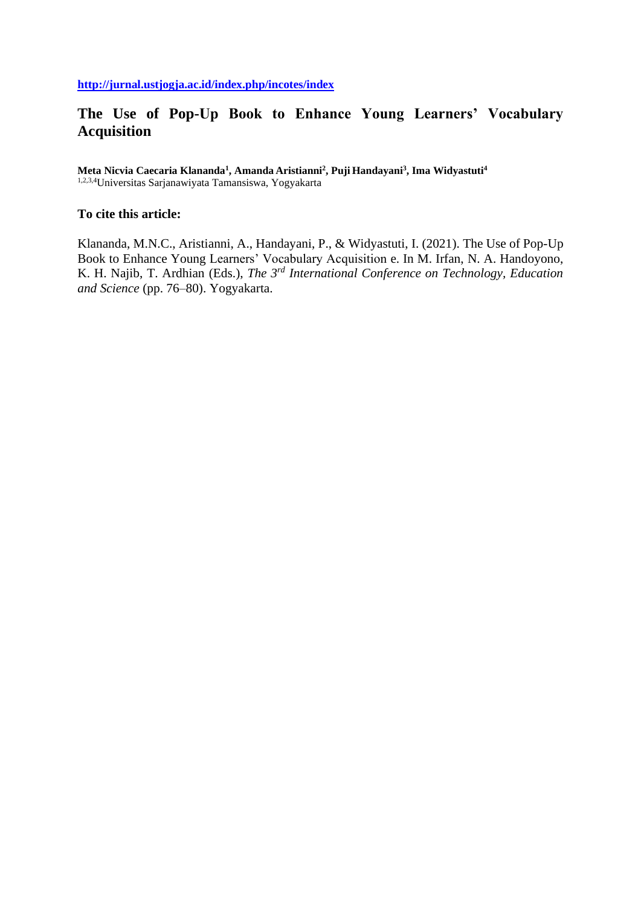http://jurnal.ustjogja.ac.id/index.php/incotes/index

# The Use of Pop-Up Book to Enhance Young Learners' Vocabulary Acquisition

**Meta Nicvia Caecaria Klananda[1], Amanda Aristianni[2], Puji Handayani[3], Ima Widyastuti[4]**
[1,2,3,4]Universitas Sarjanawiyata Tamansiswa, Yogyakarta

**To cite this article:**

Klananda, M.N.C., Aristianni, A., Handayani, P., & Widyastuti, I. (2021). The Use of Pop-Up Book to Enhance Young Learners' Vocabulary Acquisition e. In M. Irfan, N. A. Handoyono, K. H. Najib, T. Ardhian (Eds.), *The 3rd International Conference on Technology, Education and Science* (pp. 76–80). Yogyakarta.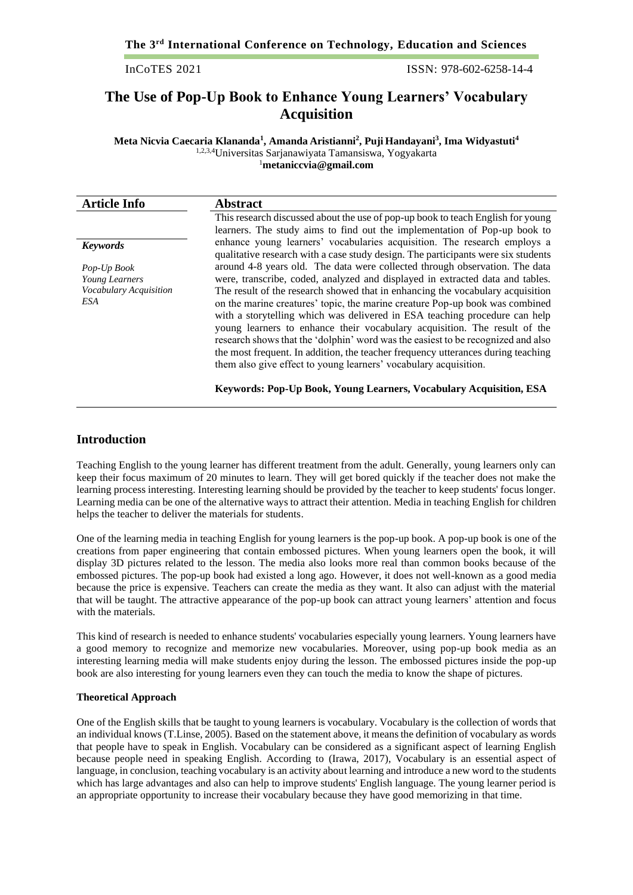# The Use of Pop-Up Book to Enhance Young Learners' Vocabulary Acquisition

**Meta Nicvia Caecaria Klananda[1], Amanda Aristianni[2], Puji Handayani[3], Ima Widyastuti[4]**
[1,2,3,4]Universitas Sarjanawiyata Tamansiswa, Yogyakarta
[1]**metaniccvia@gmail.com**

## Article Info

***Keywords***

*Pop-Up Book*
*Young Learners*
*Vocabulary Acquisition*
*ESA*

## Abstract

This research discussed about the use of pop-up book to teach English for young learners. The study aims to find out the implementation of Pop-up book to enhance young learners' vocabularies acquisition. The research employs a qualitative research with a case study design. The participants were six students around 4-8 years old. The data were collected through observation. The data were, transcribe, coded, analyzed and displayed in extracted data and tables. The result of the research showed that in enhancing the vocabulary acquisition on the marine creatures' topic, the marine creature Pop-up book was combined with a storytelling which was delivered in ESA teaching procedure can help young learners to enhance their vocabulary acquisition. The result of the research shows that the 'dolphin' word was the easiest to be recognized and also the most frequent. In addition, the teacher frequency utterances during teaching them also give effect to young learners' vocabulary acquisition.

**Keywords: Pop-Up Book, Young Learners, Vocabulary Acquisition, ESA**

## Introduction

Teaching English to the young learner has different treatment from the adult. Generally, young learners only can keep their focus maximum of 20 minutes to learn. They will get bored quickly if the teacher does not make the learning process interesting. Interesting learning should be provided by the teacher to keep students' focus longer. Learning media can be one of the alternative ways to attract their attention. Media in teaching English for children helps the teacher to deliver the materials for students.

One of the learning media in teaching English for young learners is the pop-up book. A pop-up book is one of the creations from paper engineering that contain embossed pictures. When young learners open the book, it will display 3D pictures related to the lesson. The media also looks more real than common books because of the embossed pictures. The pop-up book had existed a long ago. However, it does not well-known as a good media because the price is expensive. Teachers can create the media as they want. It also can adjust with the material that will be taught. The attractive appearance of the pop-up book can attract young learners' attention and focus with the materials.

This kind of research is needed to enhance students' vocabularies especially young learners. Young learners have a good memory to recognize and memorize new vocabularies. Moreover, using pop-up book media as an interesting learning media will make students enjoy during the lesson. The embossed pictures inside the pop-up book are also interesting for young learners even they can touch the media to know the shape of pictures.

### Theoretical Approach

One of the English skills that be taught to young learners is vocabulary. Vocabulary is the collection of words that an individual knows (T.Linse, 2005). Based on the statement above, it means the definition of vocabulary as words that people have to speak in English. Vocabulary can be considered as a significant aspect of learning English because people need in speaking English. According to (Irawa, 2017), Vocabulary is an essential aspect of language, in conclusion, teaching vocabulary is an activity about learning and introduce a new word to the students which has large advantages and also can help to improve students' English language. The young learner period is an appropriate opportunity to increase their vocabulary because they have good memorizing in that time.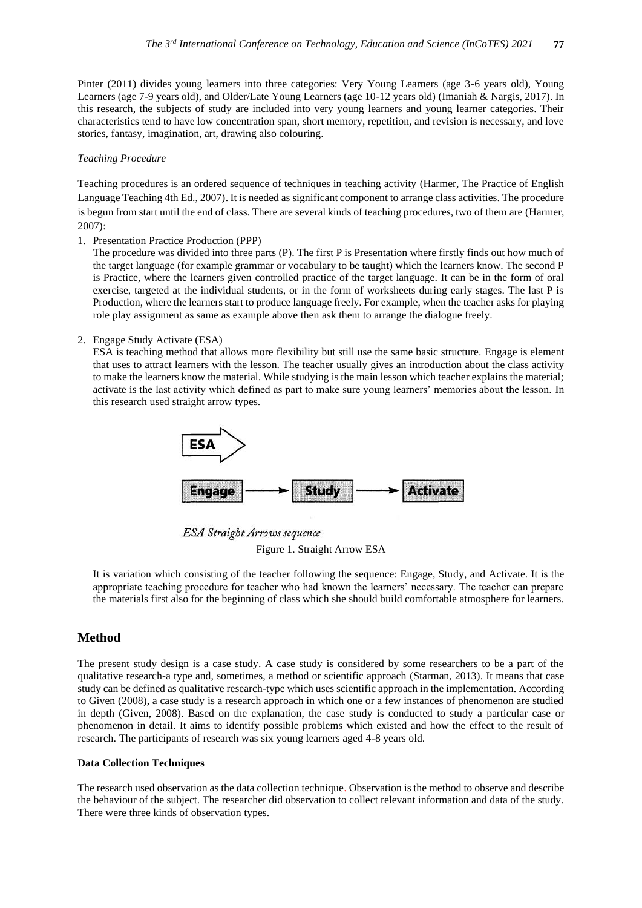Pinter (2011) divides young learners into three categories: Very Young Learners (age 3-6 years old), Young Learners (age 7-9 years old), and Older/Late Young Learners (age 10-12 years old) (Imaniah & Nargis, 2017). In this research, the subjects of study are included into very young learners and young learner categories. Their characteristics tend to have low concentration span, short memory, repetition, and revision is necessary, and love stories, fantasy, imagination, art, drawing also colouring.

*Teaching Procedure*

Teaching procedures is an ordered sequence of techniques in teaching activity (Harmer, The Practice of English Language Teaching 4th Ed., 2007). It is needed as significant component to arrange class activities. The procedure is begun from start until the end of class. There are several kinds of teaching procedures, two of them are (Harmer, 2007):

1. Presentation Practice Production (PPP)
   The procedure was divided into three parts (P). The first P is Presentation where firstly finds out how much of the target language (for example grammar or vocabulary to be taught) which the learners know. The second P is Practice, where the learners given controlled practice of the target language. It can be in the form of oral exercise, targeted at the individual students, or in the form of worksheets during early stages. The last P is Production, where the learners start to produce language freely. For example, when the teacher asks for playing role play assignment as same as example above then ask them to arrange the dialogue freely.

2. Engage Study Activate (ESA)
   ESA is teaching method that allows more flexibility but still use the same basic structure. Engage is element that uses to attract learners with the lesson. The teacher usually gives an introduction about the class activity to make the learners know the material. While studying is the main lesson which teacher explains the material; activate is the last activity which defined as part to make sure young learners' memories about the lesson. In this research used straight arrow types.

ESA

Engage → Study → Activate

*ESA Straight Arrows sequence*

Figure 1. Straight Arrow ESA

It is variation which consisting of the teacher following the sequence: Engage, Study, and Activate. It is the appropriate teaching procedure for teacher who had known the learners' necessary. The teacher can prepare the materials first also for the beginning of class which she should build comfortable atmosphere for learners.

## Method

The present study design is a case study. A case study is considered by some researchers to be a part of the qualitative research-a type and, sometimes, a method or scientific approach (Starman, 2013). It means that case study can be defined as qualitative research-type which uses scientific approach in the implementation. According to Given (2008), a case study is a research approach in which one or a few instances of phenomenon are studied in depth (Given, 2008). Based on the explanation, the case study is conducted to study a particular case or phenomenon in detail. It aims to identify possible problems which existed and how the effect to the result of research. The participants of research was six young learners aged 4-8 years old.

### Data Collection Techniques

The research used observation as the data collection technique. Observation is the method to observe and describe the behaviour of the subject. The researcher did observation to collect relevant information and data of the study. There were three kinds of observation types.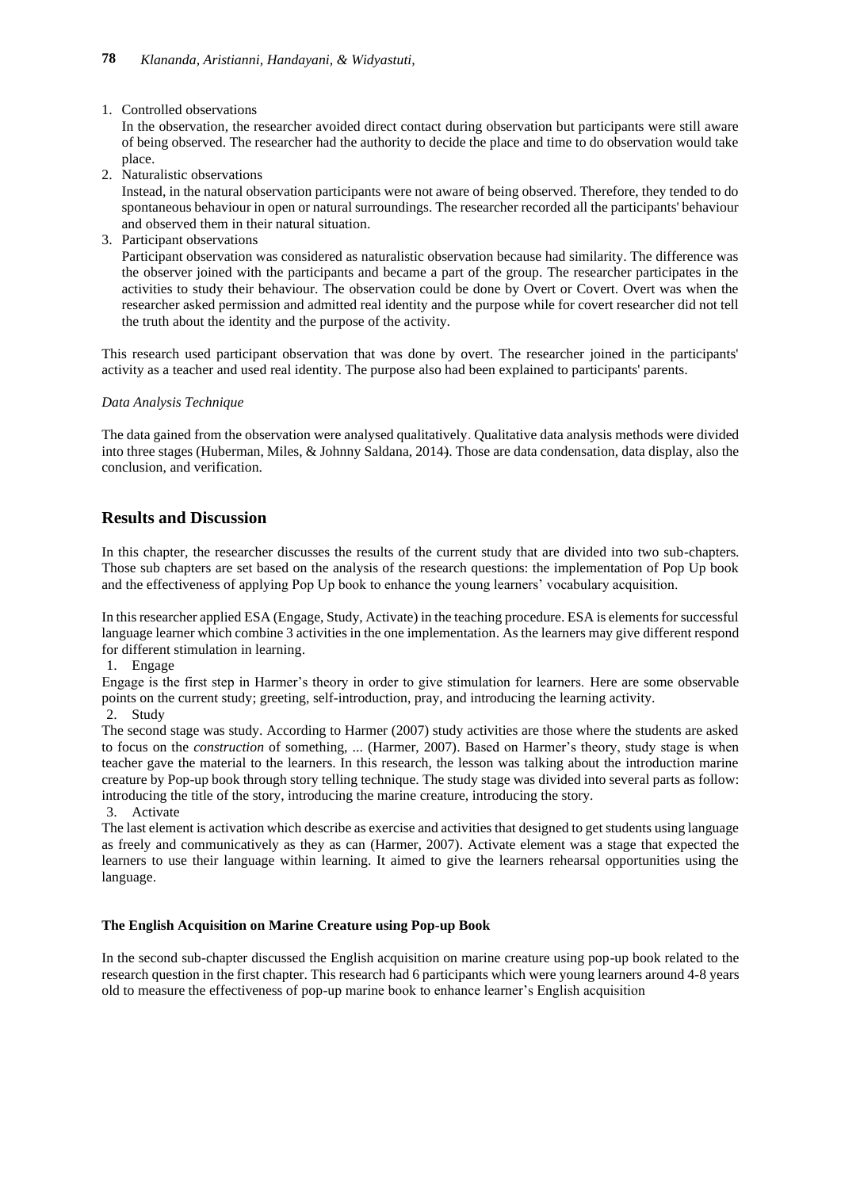1. Controlled observations

   In the observation, the researcher avoided direct contact during observation but participants were still aware of being observed. The researcher had the authority to decide the place and time to do observation would take place.

2. Naturalistic observations

   Instead, in the natural observation participants were not aware of being observed. Therefore, they tended to do spontaneous behaviour in open or natural surroundings. The researcher recorded all the participants' behaviour and observed them in their natural situation.

3. Participant observations

   Participant observation was considered as naturalistic observation because had similarity. The difference was the observer joined with the participants and became a part of the group. The researcher participates in the activities to study their behaviour. The observation could be done by Overt or Covert. Overt was when the researcher asked permission and admitted real identity and the purpose while for covert researcher did not tell the truth about the identity and the purpose of the activity.

This research used participant observation that was done by overt. The researcher joined in the participants' activity as a teacher and used real identity. The purpose also had been explained to participants' parents.

*Data Analysis Technique*

The data gained from the observation were analysed qualitatively. Qualitative data analysis methods were divided into three stages (Huberman, Miles, & Johnny Saldana, 2014). Those are data condensation, data display, also the conclusion, and verification.

## Results and Discussion

In this chapter, the researcher discusses the results of the current study that are divided into two sub-chapters. Those sub chapters are set based on the analysis of the research questions: the implementation of Pop Up book and the effectiveness of applying Pop Up book to enhance the young learners' vocabulary acquisition.

In this researcher applied ESA (Engage, Study, Activate) in the teaching procedure. ESA is elements for successful language learner which combine 3 activities in the one implementation. As the learners may give different respond for different stimulation in learning.

1. Engage

Engage is the first step in Harmer's theory in order to give stimulation for learners. Here are some observable points on the current study; greeting, self-introduction, pray, and introducing the learning activity.

2. Study

The second stage was study. According to Harmer (2007) study activities are those where the students are asked to focus on the *construction* of something, ... (Harmer, 2007). Based on Harmer's theory, study stage is when teacher gave the material to the learners. In this research, the lesson was talking about the introduction marine creature by Pop-up book through story telling technique. The study stage was divided into several parts as follow: introducing the title of the story, introducing the marine creature, introducing the story.

3. Activate

The last element is activation which describe as exercise and activities that designed to get students using language as freely and communicatively as they as can (Harmer, 2007). Activate element was a stage that expected the learners to use their language within learning. It aimed to give the learners rehearsal opportunities using the language.

**The English Acquisition on Marine Creature using Pop-up Book**

In the second sub-chapter discussed the English acquisition on marine creature using pop-up book related to the research question in the first chapter. This research had 6 participants which were young learners around 4-8 years old to measure the effectiveness of pop-up marine book to enhance learner's English acquisition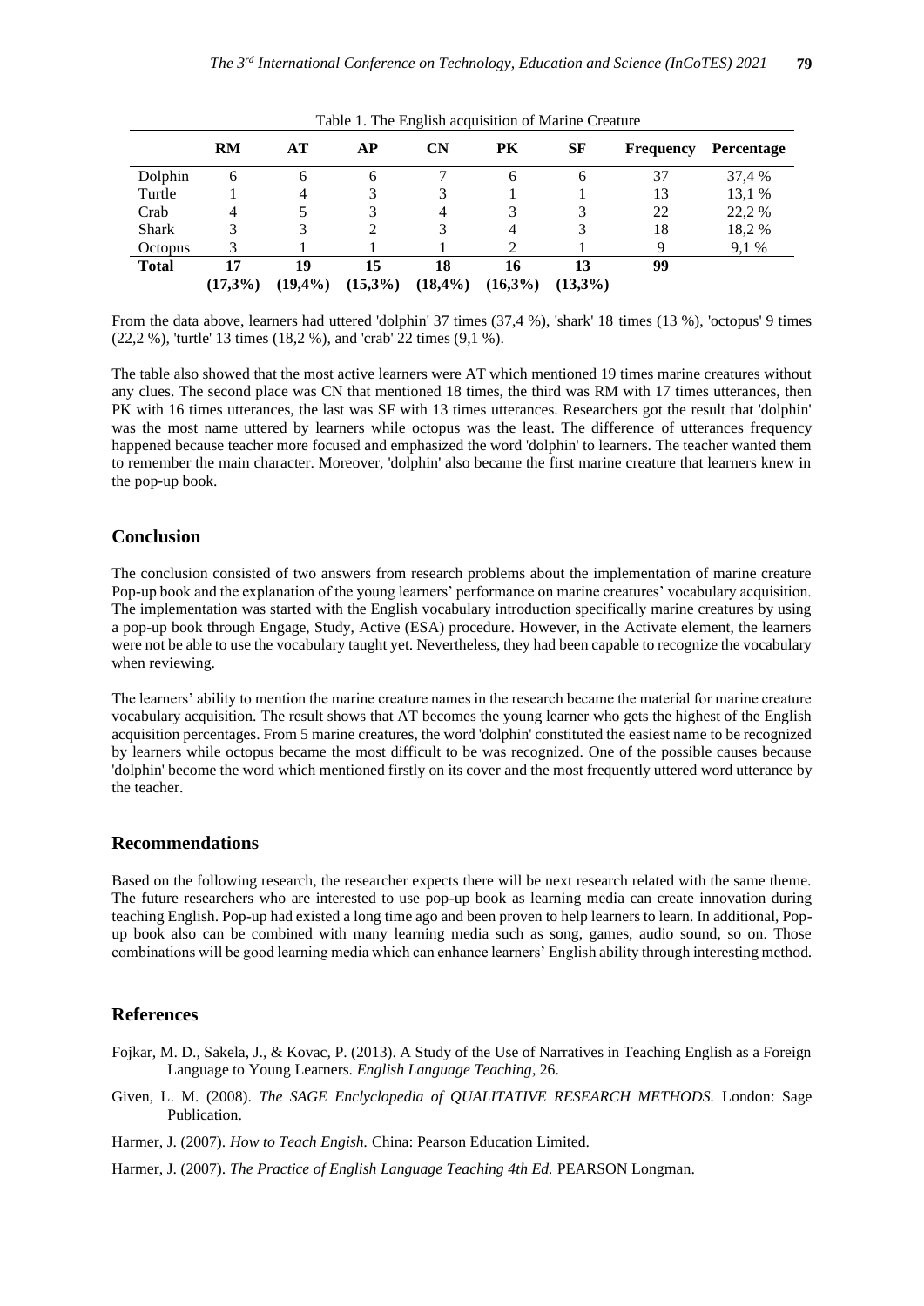Table 1. The English acquisition of Marine Creature

| | RM | AT | AP | CN | PK | SF | Frequency | Percentage |
|---|---|---|---|---|---|---|---|---|
| Dolphin | 6 | 6 | 6 | 7 | 6 | 6 | 37 | 37,4 % |
| Turtle | 1 | 4 | 3 | 3 | 1 | 1 | 13 | 13,1 % |
| Crab | 4 | 5 | 3 | 4 | 3 | 3 | 22 | 22,2 % |
| Shark | 3 | 3 | 2 | 3 | 4 | 3 | 18 | 18,2 % |
| Octopus | 3 | 1 | 1 | 1 | 2 | 1 | 9 | 9,1 % |
| **Total** | **17 (17,3%)** | **19 (19,4%)** | **15 (15,3%)** | **18 (18,4%)** | **16 (16,3%)** | **13 (13,3%)** | **99** | |

From the data above, learners had uttered 'dolphin' 37 times (37,4 %), 'shark' 18 times (13 %), 'octopus' 9 times (22,2 %), 'turtle' 13 times (18,2 %), and 'crab' 22 times (9,1 %).

The table also showed that the most active learners were AT which mentioned 19 times marine creatures without any clues. The second place was CN that mentioned 18 times, the third was RM with 17 times utterances, then PK with 16 times utterances, the last was SF with 13 times utterances. Researchers got the result that 'dolphin' was the most name uttered by learners while octopus was the least. The difference of utterances frequency happened because teacher more focused and emphasized the word 'dolphin' to learners. The teacher wanted them to remember the main character. Moreover, 'dolphin' also became the first marine creature that learners knew in the pop-up book.

## Conclusion

The conclusion consisted of two answers from research problems about the implementation of marine creature Pop-up book and the explanation of the young learners' performance on marine creatures' vocabulary acquisition. The implementation was started with the English vocabulary introduction specifically marine creatures by using a pop-up book through Engage, Study, Active (ESA) procedure. However, in the Activate element, the learners were not be able to use the vocabulary taught yet. Nevertheless, they had been capable to recognize the vocabulary when reviewing.

The learners' ability to mention the marine creature names in the research became the material for marine creature vocabulary acquisition. The result shows that AT becomes the young learner who gets the highest of the English acquisition percentages. From 5 marine creatures, the word 'dolphin' constituted the easiest name to be recognized by learners while octopus became the most difficult to be was recognized. One of the possible causes because 'dolphin' become the word which mentioned firstly on its cover and the most frequently uttered word utterance by the teacher.

## Recommendations

Based on the following research, the researcher expects there will be next research related with the same theme. The future researchers who are interested to use pop-up book as learning media can create innovation during teaching English. Pop-up had existed a long time ago and been proven to help learners to learn. In additional, Pop-up book also can be combined with many learning media such as song, games, audio sound, so on. Those combinations will be good learning media which can enhance learners' English ability through interesting method.

## References

Fojkar, M. D., Sakela, J., & Kovac, P. (2013). A Study of the Use of Narratives in Teaching English as a Foreign Language to Young Learners. *English Language Teaching*, 26.

Given, L. M. (2008). *The SAGE Enclyclopedia of QUALITATIVE RESEARCH METHODS.* London: Sage Publication.

Harmer, J. (2007). *How to Teach Engish.* China: Pearson Education Limited.

Harmer, J. (2007). *The Practice of English Language Teaching 4th Ed.* PEARSON Longman.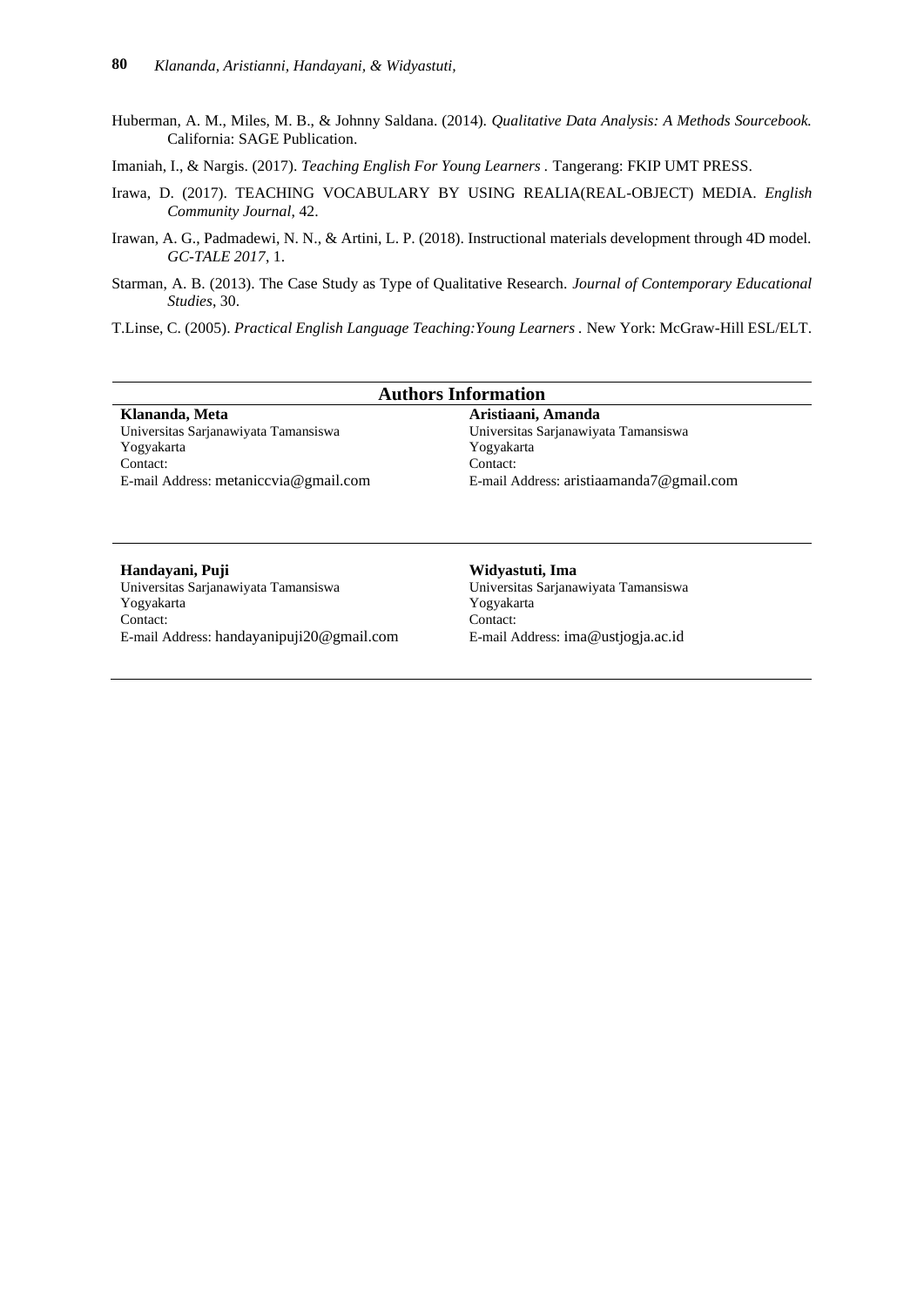Huberman, A. M., Miles, M. B., & Johnny Saldana. (2014). *Qualitative Data Analysis: A Methods Sourcebook.* California: SAGE Publication.

Imaniah, I., & Nargis. (2017). *Teaching English For Young Learners* . Tangerang: FKIP UMT PRESS.

Irawa, D. (2017). TEACHING VOCABULARY BY USING REALIA(REAL-OBJECT) MEDIA. *English Community Journal*, 42.

Irawan, A. G., Padmadewi, N. N., & Artini, L. P. (2018). Instructional materials development through 4D model. *GC-TALE 2017*, 1.

Starman, A. B. (2013). The Case Study as Type of Qualitative Research. *Journal of Contemporary Educational Studies*, 30.

T.Linse, C. (2005). *Practical English Language Teaching:Young Learners* . New York: McGraw-Hill ESL/ELT.

## Authors Information

**Klananda, Meta**
Universitas Sarjanawiyata Tamansiswa
Yogyakarta
Contact:
E-mail Address: metaniccvia@gmail.com

**Aristiaani, Amanda**
Universitas Sarjanawiyata Tamansiswa
Yogyakarta
Contact:
E-mail Address: aristiaamanda7@gmail.com

**Handayani, Puji**
Universitas Sarjanawiyata Tamansiswa
Yogyakarta
Contact:
E-mail Address: handayanipuji20@gmail.com

**Widyastuti, Ima**
Universitas Sarjanawiyata Tamansiswa
Yogyakarta
Contact:
E-mail Address: ima@ustjogja.ac.id